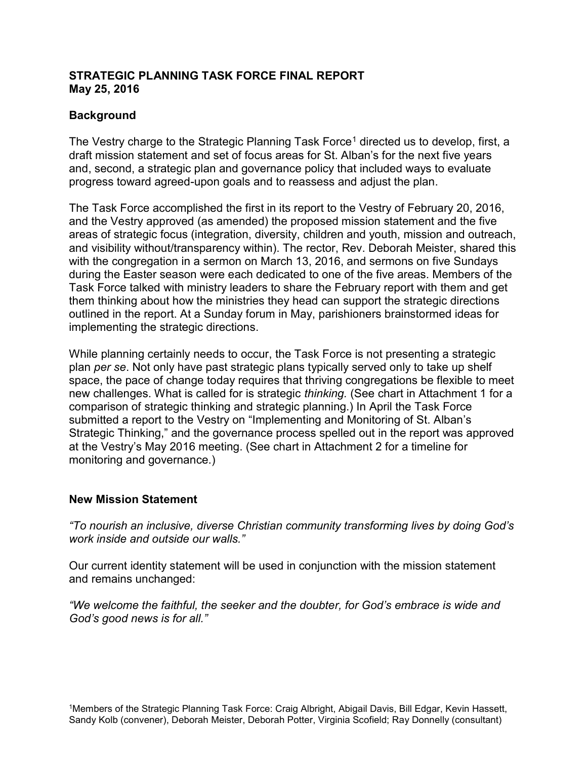**STRATEGIC PLANNING TASK FORCE FINAL REPORT**
**May 25, 2016**

## Background

The Vestry charge to the Strategic Planning Task Force[1] directed us to develop, first, a draft mission statement and set of focus areas for St. Alban's for the next five years and, second, a strategic plan and governance policy that included ways to evaluate progress toward agreed-upon goals and to reassess and adjust the plan.

The Task Force accomplished the first in its report to the Vestry of February 20, 2016, and the Vestry approved (as amended) the proposed mission statement and the five areas of strategic focus (integration, diversity, children and youth, mission and outreach, and visibility without/transparency within). The rector, Rev. Deborah Meister, shared this with the congregation in a sermon on March 13, 2016, and sermons on five Sundays during the Easter season were each dedicated to one of the five areas. Members of the Task Force talked with ministry leaders to share the February report with them and get them thinking about how the ministries they head can support the strategic directions outlined in the report. At a Sunday forum in May, parishioners brainstormed ideas for implementing the strategic directions.

While planning certainly needs to occur, the Task Force is not presenting a strategic plan *per se*. Not only have past strategic plans typically served only to take up shelf space, the pace of change today requires that thriving congregations be flexible to meet new challenges. What is called for is strategic *thinking.* (See chart in Attachment 1 for a comparison of strategic thinking and strategic planning.) In April the Task Force submitted a report to the Vestry on "Implementing and Monitoring of St. Alban's Strategic Thinking," and the governance process spelled out in the report was approved at the Vestry's May 2016 meeting. (See chart in Attachment 2 for a timeline for monitoring and governance.)

## New Mission Statement

*"To nourish an inclusive, diverse Christian community transforming lives by doing God's work inside and outside our walls."*

Our current identity statement will be used in conjunction with the mission statement and remains unchanged:

*"We welcome the faithful, the seeker and the doubter, for God's embrace is wide and God's good news is for all."*

[1]Members of the Strategic Planning Task Force: Craig Albright, Abigail Davis, Bill Edgar, Kevin Hassett, Sandy Kolb (convener), Deborah Meister, Deborah Potter, Virginia Scofield; Ray Donnelly (consultant)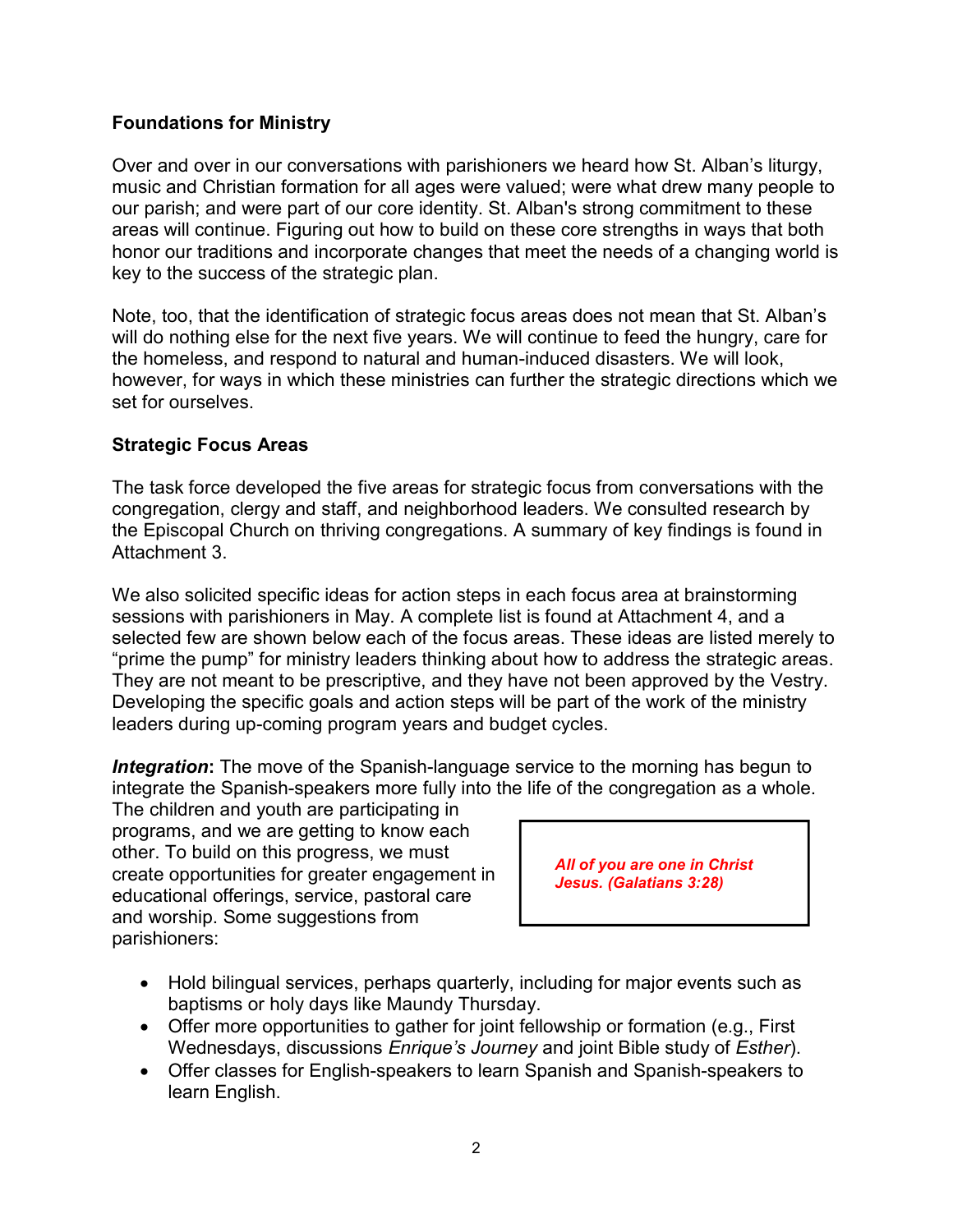## Foundations for Ministry

Over and over in our conversations with parishioners we heard how St. Alban's liturgy, music and Christian formation for all ages were valued; were what drew many people to our parish; and were part of our core identity. St. Alban's strong commitment to these areas will continue. Figuring out how to build on these core strengths in ways that both honor our traditions and incorporate changes that meet the needs of a changing world is key to the success of the strategic plan.

Note, too, that the identification of strategic focus areas does not mean that St. Alban's will do nothing else for the next five years. We will continue to feed the hungry, care for the homeless, and respond to natural and human-induced disasters. We will look, however, for ways in which these ministries can further the strategic directions which we set for ourselves.

## Strategic Focus Areas

The task force developed the five areas for strategic focus from conversations with the congregation, clergy and staff, and neighborhood leaders. We consulted research by the Episcopal Church on thriving congregations. A summary of key findings is found in Attachment 3.

We also solicited specific ideas for action steps in each focus area at brainstorming sessions with parishioners in May. A complete list is found at Attachment 4, and a selected few are shown below each of the focus areas. These ideas are listed merely to "prime the pump" for ministry leaders thinking about how to address the strategic areas. They are not meant to be prescriptive, and they have not been approved by the Vestry. Developing the specific goals and action steps will be part of the work of the ministry leaders during up-coming program years and budget cycles.

***Integration***: The move of the Spanish-language service to the morning has begun to integrate the Spanish-speakers more fully into the life of the congregation as a whole. The children and youth are participating in programs, and we are getting to know each other. To build on this progress, we must create opportunities for greater engagement in educational offerings, service, pastoral care and worship. Some suggestions from parishioners:

> ***All of you are one in Christ Jesus. (Galatians 3:28)***

- Hold bilingual services, perhaps quarterly, including for major events such as baptisms or holy days like Maundy Thursday.
- Offer more opportunities to gather for joint fellowship or formation (e.g., First Wednesdays, discussions *Enrique's Journey* and joint Bible study of *Esther*).
- Offer classes for English-speakers to learn Spanish and Spanish-speakers to learn English.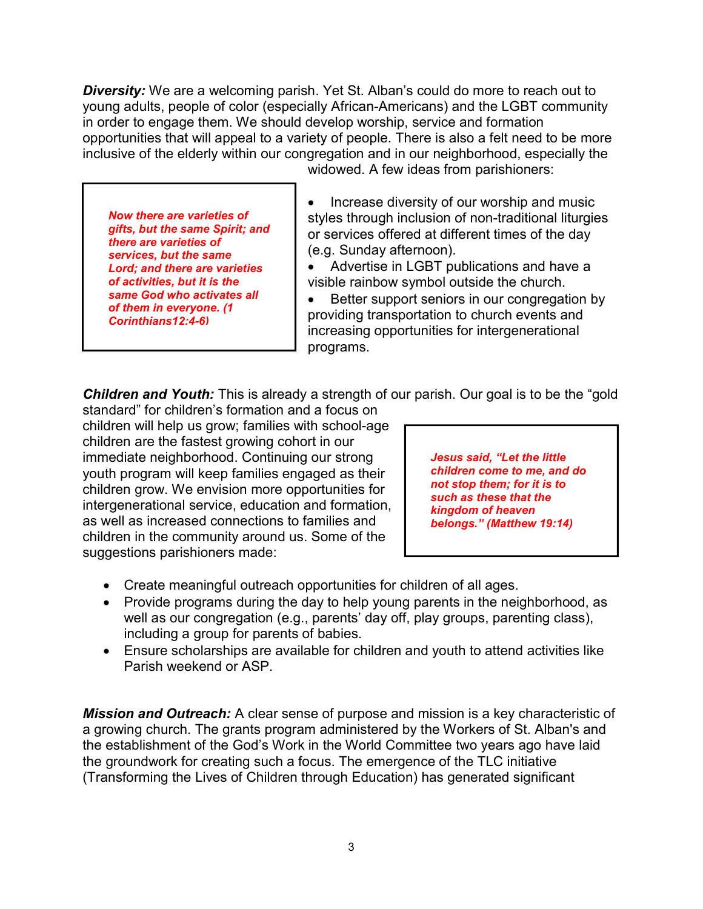**_Diversity:_** We are a welcoming parish. Yet St. Alban's could do more to reach out to young adults, people of color (especially African-Americans) and the LGBT community in order to engage them. We should develop worship, service and formation opportunities that will appeal to a variety of people. There is also a felt need to be more inclusive of the elderly within our congregation and in our neighborhood, especially the widowed. A few ideas from parishioners:

> ***Now there are varieties of gifts, but the same Spirit; and there are varieties of services, but the same Lord; and there are varieties of activities, but it is the same God who activates all of them in everyone. (1 Corinthians12:4-6)***

- Increase diversity of our worship and music styles through inclusion of non-traditional liturgies or services offered at different times of the day (e.g. Sunday afternoon).
- Advertise in LGBT publications and have a visible rainbow symbol outside the church.
- Better support seniors in our congregation by providing transportation to church events and increasing opportunities for intergenerational programs.

**_Children and Youth:_** This is already a strength of our parish. Our goal is to be the "gold standard" for children's formation and a focus on children will help us grow; families with school-age children are the fastest growing cohort in our immediate neighborhood. Continuing our strong youth program will keep families engaged as their children grow. We envision more opportunities for intergenerational service, education and formation, as well as increased connections to families and children in the community around us. Some of the suggestions parishioners made:

> ***Jesus said, "Let the little children come to me, and do not stop them; for it is to such as these that the kingdom of heaven belongs." (Matthew 19:14)***

- Create meaningful outreach opportunities for children of all ages.
- Provide programs during the day to help young parents in the neighborhood, as well as our congregation (e.g., parents' day off, play groups, parenting class), including a group for parents of babies.
- Ensure scholarships are available for children and youth to attend activities like Parish weekend or ASP.

**_Mission and Outreach:_** A clear sense of purpose and mission is a key characteristic of a growing church. The grants program administered by the Workers of St. Alban's and the establishment of the God's Work in the World Committee two years ago have laid the groundwork for creating such a focus. The emergence of the TLC initiative (Transforming the Lives of Children through Education) has generated significant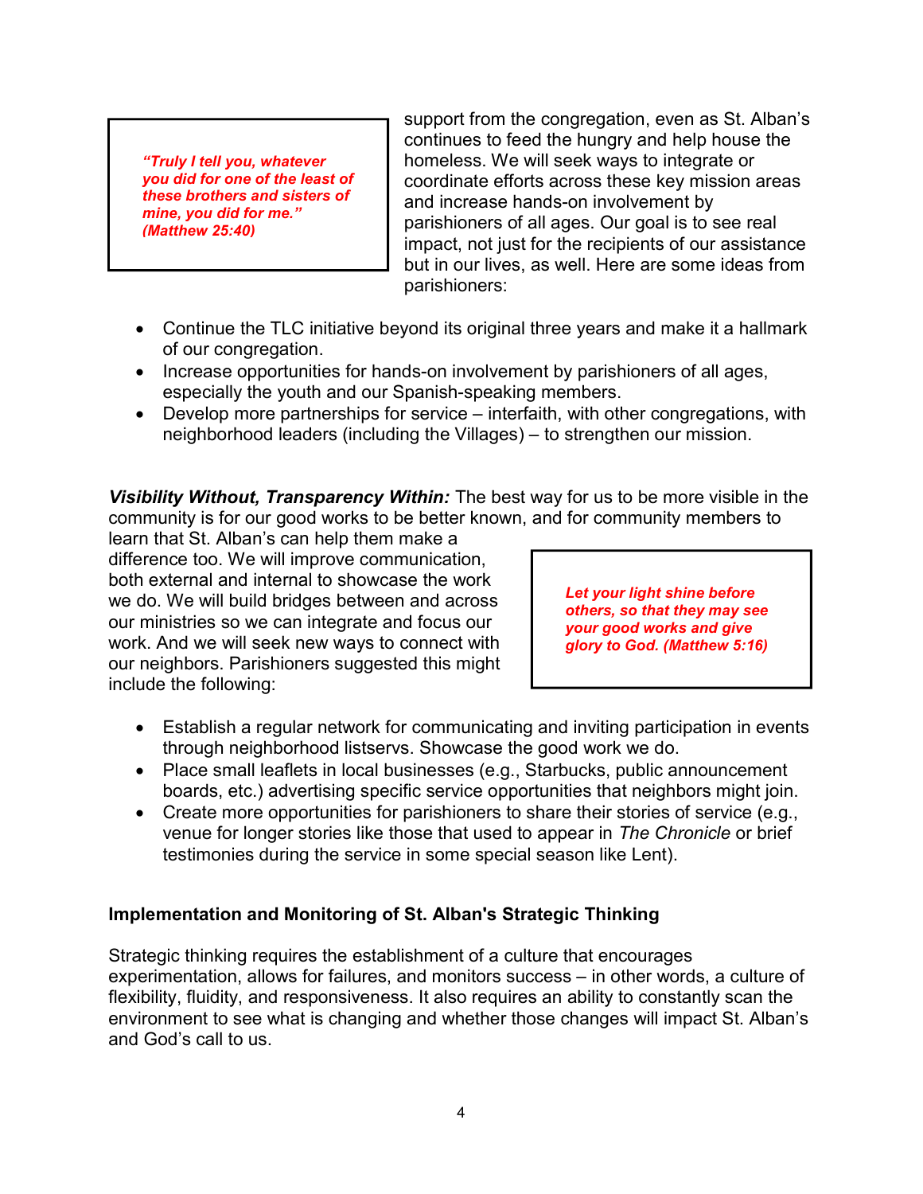> ***"Truly I tell you, whatever you did for one of the least of these brothers and sisters of mine, you did for me." (Matthew 25:40)***

support from the congregation, even as St. Alban's continues to feed the hungry and help house the homeless. We will seek ways to integrate or coordinate efforts across these key mission areas and increase hands-on involvement by parishioners of all ages. Our goal is to see real impact, not just for the recipients of our assistance but in our lives, as well. Here are some ideas from parishioners:

- Continue the TLC initiative beyond its original three years and make it a hallmark of our congregation.
- Increase opportunities for hands-on involvement by parishioners of all ages, especially the youth and our Spanish-speaking members.
- Develop more partnerships for service – interfaith, with other congregations, with neighborhood leaders (including the Villages) – to strengthen our mission.

***Visibility Without, Transparency Within:*** The best way for us to be more visible in the community is for our good works to be better known, and for community members to learn that St. Alban's can help them make a difference too. We will improve communication, both external and internal to showcase the work we do. We will build bridges between and across our ministries so we can integrate and focus our work. And we will seek new ways to connect with our neighbors. Parishioners suggested this might include the following:

> ***Let your light shine before others, so that they may see your good works and give glory to God. (Matthew 5:16)***

- Establish a regular network for communicating and inviting participation in events through neighborhood listservs. Showcase the good work we do.
- Place small leaflets in local businesses (e.g., Starbucks, public announcement boards, etc.) advertising specific service opportunities that neighbors might join.
- Create more opportunities for parishioners to share their stories of service (e.g., venue for longer stories like those that used to appear in *The Chronicle* or brief testimonies during the service in some special season like Lent).

**Implementation and Monitoring of St. Alban's Strategic Thinking**

Strategic thinking requires the establishment of a culture that encourages experimentation, allows for failures, and monitors success – in other words, a culture of flexibility, fluidity, and responsiveness. It also requires an ability to constantly scan the environment to see what is changing and whether those changes will impact St. Alban's and God's call to us.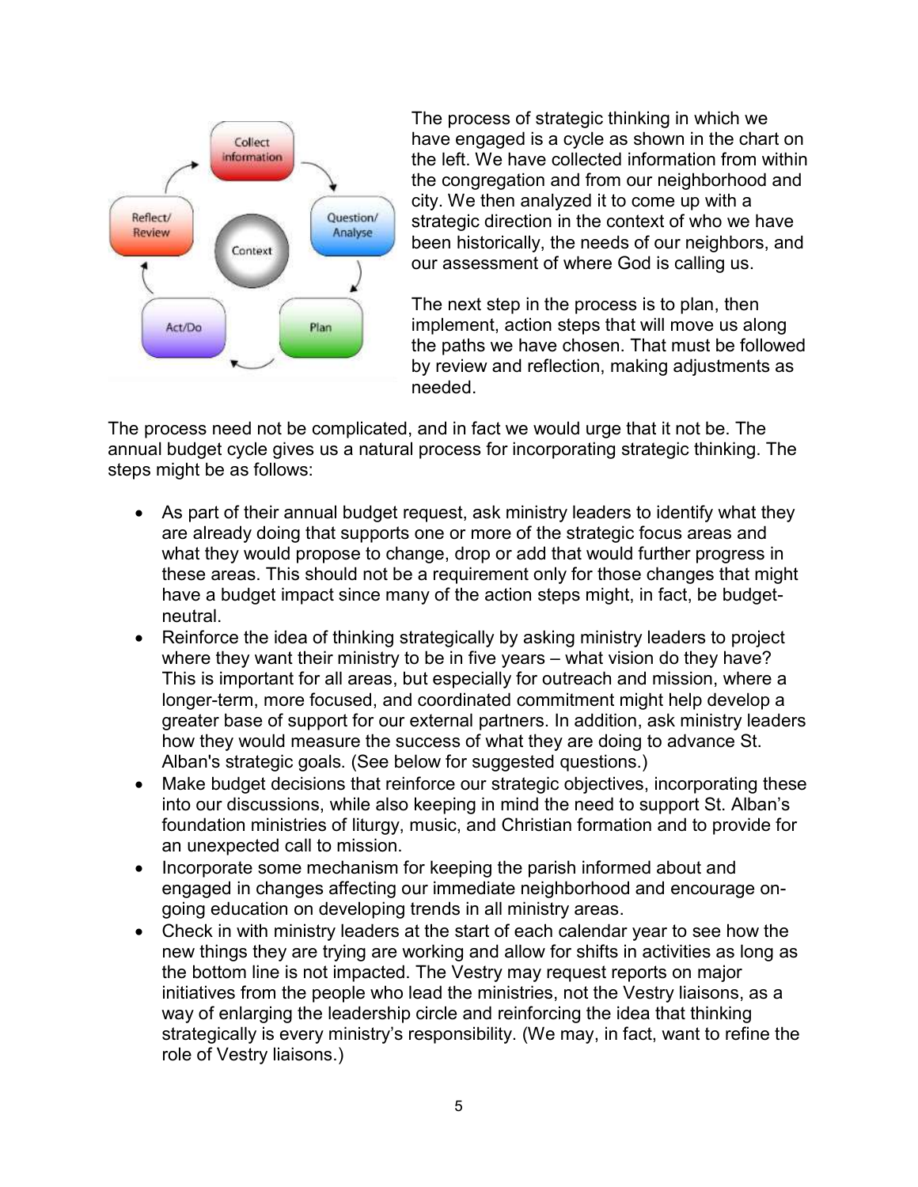The process of strategic thinking in which we have engaged is a cycle as shown in the chart on the left. We have collected information from within the congregation and from our neighborhood and city. We then analyzed it to come up with a strategic direction in the context of who we have been historically, the needs of our neighbors, and our assessment of where God is calling us.

The next step in the process is to plan, then implement, action steps that will move us along the paths we have chosen. That must be followed by review and reflection, making adjustments as needed.

The process need not be complicated, and in fact we would urge that it not be. The annual budget cycle gives us a natural process for incorporating strategic thinking. The steps might be as follows:

- As part of their annual budget request, ask ministry leaders to identify what they are already doing that supports one or more of the strategic focus areas and what they would propose to change, drop or add that would further progress in these areas. This should not be a requirement only for those changes that might have a budget impact since many of the action steps might, in fact, be budget-neutral.
- Reinforce the idea of thinking strategically by asking ministry leaders to project where they want their ministry to be in five years – what vision do they have? This is important for all areas, but especially for outreach and mission, where a longer-term, more focused, and coordinated commitment might help develop a greater base of support for our external partners. In addition, ask ministry leaders how they would measure the success of what they are doing to advance St. Alban's strategic goals. (See below for suggested questions.)
- Make budget decisions that reinforce our strategic objectives, incorporating these into our discussions, while also keeping in mind the need to support St. Alban's foundation ministries of liturgy, music, and Christian formation and to provide for an unexpected call to mission.
- Incorporate some mechanism for keeping the parish informed about and engaged in changes affecting our immediate neighborhood and encourage on-going education on developing trends in all ministry areas.
- Check in with ministry leaders at the start of each calendar year to see how the new things they are trying are working and allow for shifts in activities as long as the bottom line is not impacted. The Vestry may request reports on major initiatives from the people who lead the ministries, not the Vestry liaisons, as a way of enlarging the leadership circle and reinforcing the idea that thinking strategically is every ministry's responsibility. (We may, in fact, want to refine the role of Vestry liaisons.)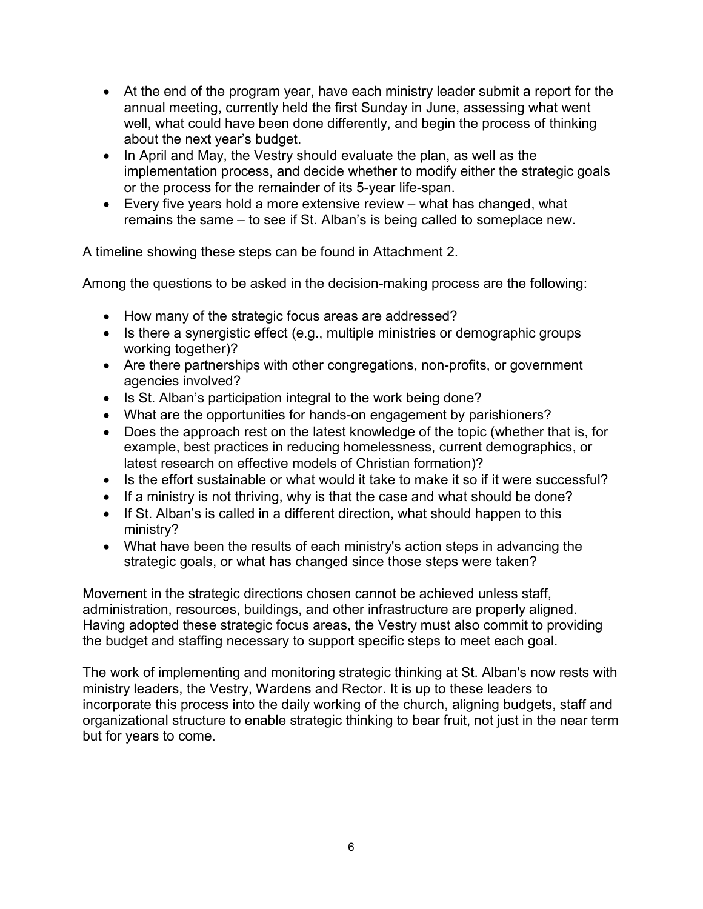- At the end of the program year, have each ministry leader submit a report for the annual meeting, currently held the first Sunday in June, assessing what went well, what could have been done differently, and begin the process of thinking about the next year's budget.
- In April and May, the Vestry should evaluate the plan, as well as the implementation process, and decide whether to modify either the strategic goals or the process for the remainder of its 5-year life-span.
- Every five years hold a more extensive review – what has changed, what remains the same – to see if St. Alban's is being called to someplace new.

A timeline showing these steps can be found in Attachment 2.

Among the questions to be asked in the decision-making process are the following:

- How many of the strategic focus areas are addressed?
- Is there a synergistic effect (e.g., multiple ministries or demographic groups working together)?
- Are there partnerships with other congregations, non-profits, or government agencies involved?
- Is St. Alban's participation integral to the work being done?
- What are the opportunities for hands-on engagement by parishioners?
- Does the approach rest on the latest knowledge of the topic (whether that is, for example, best practices in reducing homelessness, current demographics, or latest research on effective models of Christian formation)?
- Is the effort sustainable or what would it take to make it so if it were successful?
- If a ministry is not thriving, why is that the case and what should be done?
- If St. Alban's is called in a different direction, what should happen to this ministry?
- What have been the results of each ministry's action steps in advancing the strategic goals, or what has changed since those steps were taken?

Movement in the strategic directions chosen cannot be achieved unless staff, administration, resources, buildings, and other infrastructure are properly aligned. Having adopted these strategic focus areas, the Vestry must also commit to providing the budget and staffing necessary to support specific steps to meet each goal.

The work of implementing and monitoring strategic thinking at St. Alban's now rests with ministry leaders, the Vestry, Wardens and Rector. It is up to these leaders to incorporate this process into the daily working of the church, aligning budgets, staff and organizational structure to enable strategic thinking to bear fruit, not just in the near term but for years to come.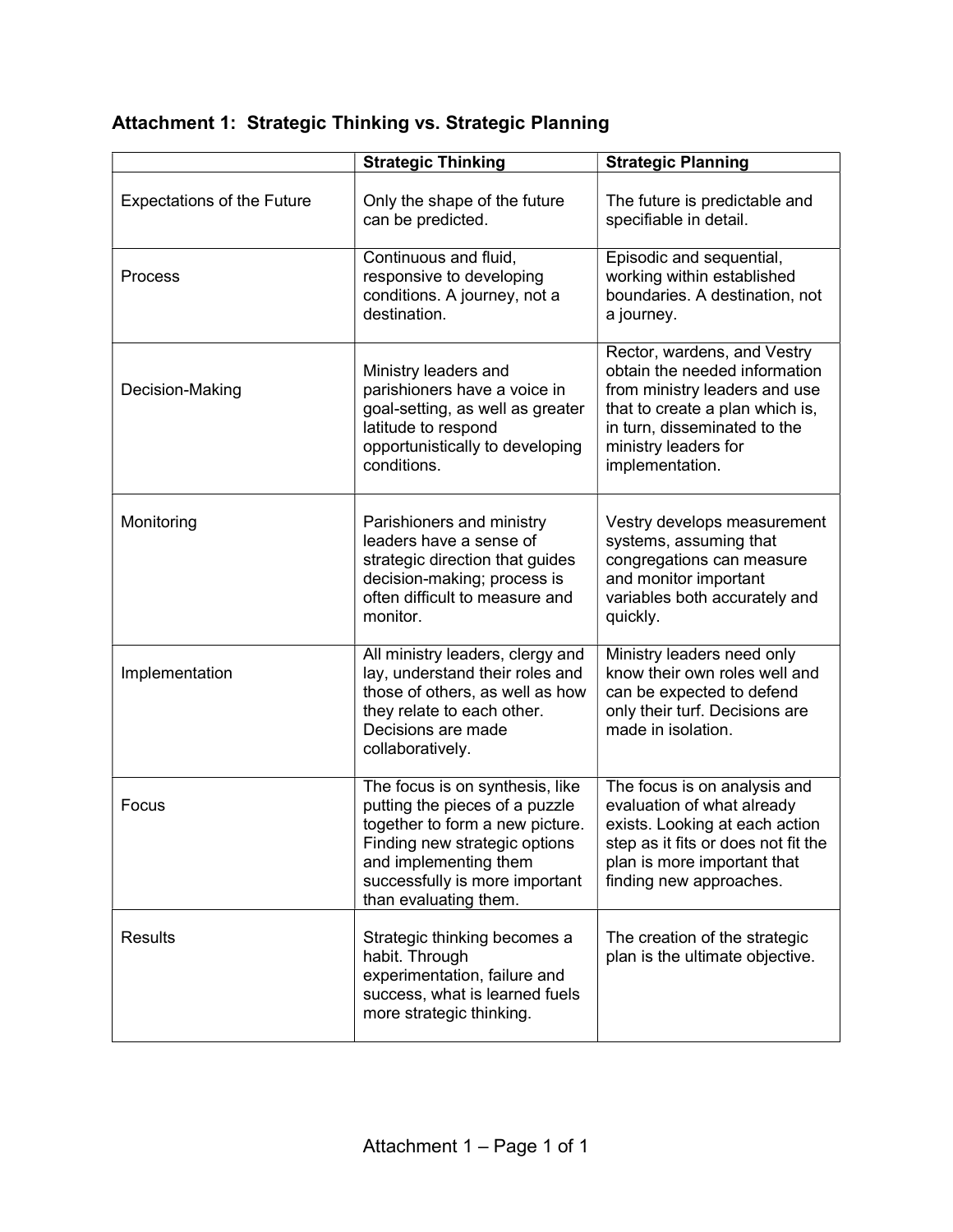## Attachment 1: Strategic Thinking vs. Strategic Planning

| | **Strategic Thinking** | **Strategic Planning** |
|---|---|---|
| Expectations of the Future | Only the shape of the future can be predicted. | The future is predictable and specifiable in detail. |
| Process | Continuous and fluid, responsive to developing conditions. A journey, not a destination. | Episodic and sequential, working within established boundaries. A destination, not a journey. |
| Decision-Making | Ministry leaders and parishioners have a voice in goal-setting, as well as greater latitude to respond opportunistically to developing conditions. | Rector, wardens, and Vestry obtain the needed information from ministry leaders and use that to create a plan which is, in turn, disseminated to the ministry leaders for implementation. |
| Monitoring | Parishioners and ministry leaders have a sense of strategic direction that guides decision-making; process is often difficult to measure and monitor. | Vestry develops measurement systems, assuming that congregations can measure and monitor important variables both accurately and quickly. |
| Implementation | All ministry leaders, clergy and lay, understand their roles and those of others, as well as how they relate to each other. Decisions are made collaboratively. | Ministry leaders need only know their own roles well and can be expected to defend only their turf. Decisions are made in isolation. |
| Focus | The focus is on synthesis, like putting the pieces of a puzzle together to form a new picture. Finding new strategic options and implementing them successfully is more important than evaluating them. | The focus is on analysis and evaluation of what already exists. Looking at each action step as it fits or does not fit the plan is more important that finding new approaches. |
| Results | Strategic thinking becomes a habit. Through experimentation, failure and success, what is learned fuels more strategic thinking. | The creation of the strategic plan is the ultimate objective. |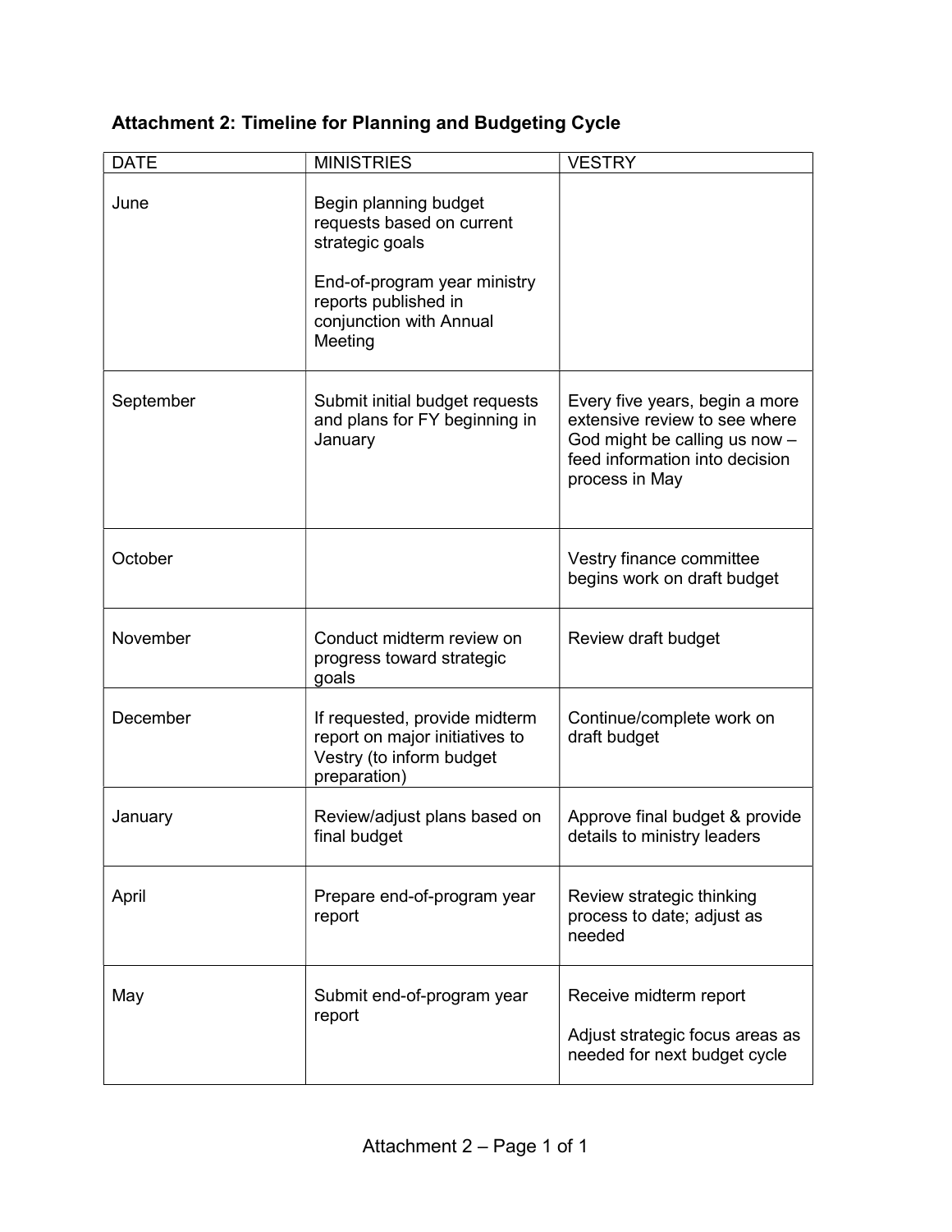## Attachment 2: Timeline for Planning and Budgeting Cycle

| DATE | MINISTRIES | VESTRY |
|---|---|---|
| June | Begin planning budget requests based on current strategic goals<br><br>End-of-program year ministry reports published in conjunction with Annual Meeting | |
| September | Submit initial budget requests and plans for FY beginning in January | Every five years, begin a more extensive review to see where God might be calling us now – feed information into decision process in May |
| October | | Vestry finance committee begins work on draft budget |
| November | Conduct midterm review on progress toward strategic goals | Review draft budget |
| December | If requested, provide midterm report on major initiatives to Vestry (to inform budget preparation) | Continue/complete work on draft budget |
| January | Review/adjust plans based on final budget | Approve final budget & provide details to ministry leaders |
| April | Prepare end-of-program year report | Review strategic thinking process to date; adjust as needed |
| May | Submit end-of-program year report | Receive midterm report<br><br>Adjust strategic focus areas as needed for next budget cycle |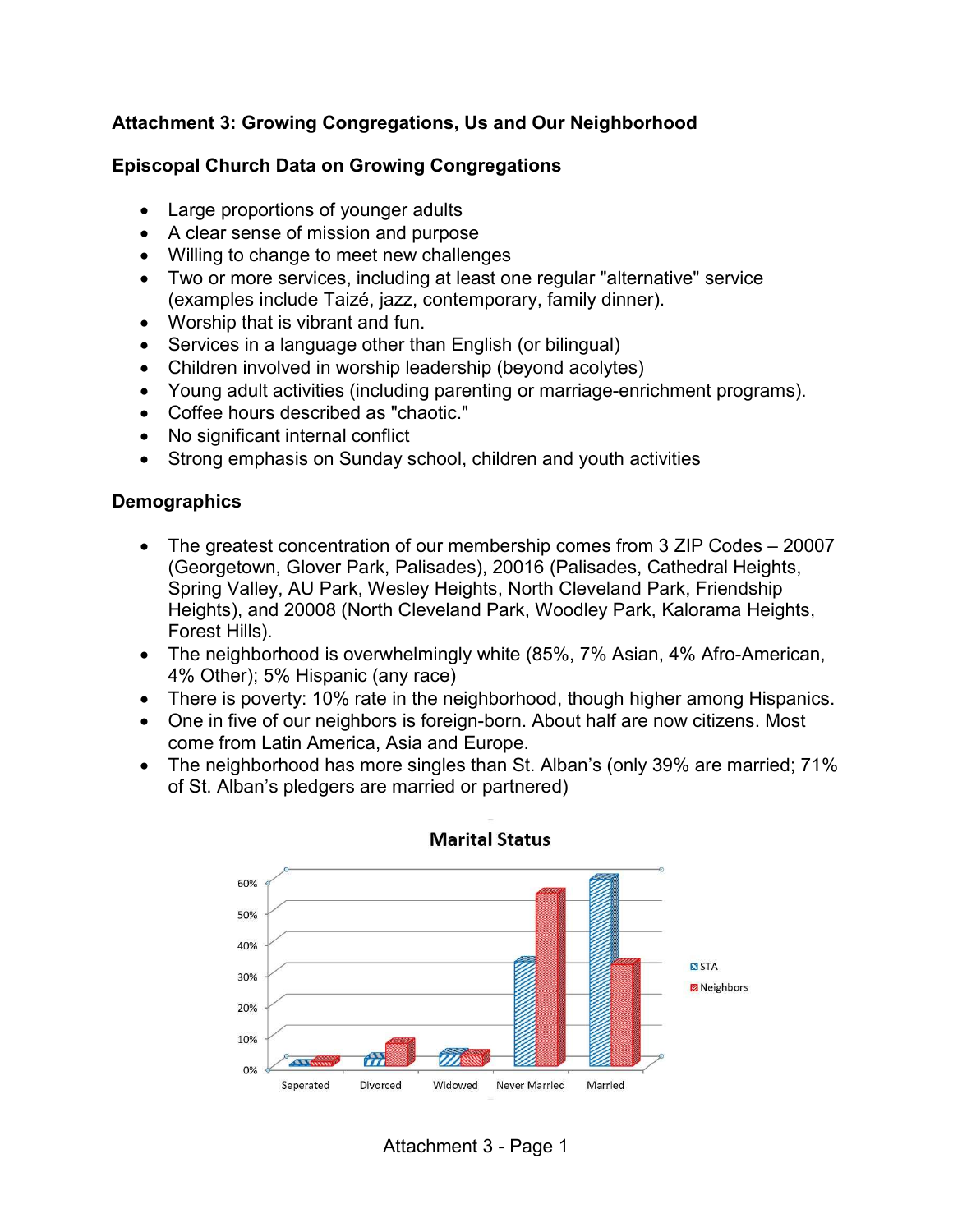## Attachment 3: Growing Congregations, Us and Our Neighborhood

### Episcopal Church Data on Growing Congregations

- Large proportions of younger adults
- A clear sense of mission and purpose
- Willing to change to meet new challenges
- Two or more services, including at least one regular "alternative" service (examples include Taizé, jazz, contemporary, family dinner).
- Worship that is vibrant and fun.
- Services in a language other than English (or bilingual)
- Children involved in worship leadership (beyond acolytes)
- Young adult activities (including parenting or marriage-enrichment programs).
- Coffee hours described as "chaotic."
- No significant internal conflict
- Strong emphasis on Sunday school, children and youth activities

### Demographics

- The greatest concentration of our membership comes from 3 ZIP Codes – 20007 (Georgetown, Glover Park, Palisades), 20016 (Palisades, Cathedral Heights, Spring Valley, AU Park, Wesley Heights, North Cleveland Park, Friendship Heights), and 20008 (North Cleveland Park, Woodley Park, Kalorama Heights, Forest Hills).
- The neighborhood is overwhelmingly white (85%, 7% Asian, 4% Afro-American, 4% Other); 5% Hispanic (any race)
- There is poverty: 10% rate in the neighborhood, though higher among Hispanics.
- One in five of our neighbors is foreign-born. About half are now citizens. Most come from Latin America, Asia and Europe.
- The neighborhood has more singles than St. Alban's (only 39% are married; 71% of St. Alban's pledgers are married or partnered)

**Marital Status**

| | Seperated | Divorced | Widowed | Never Married | Married |
|---|---|---|---|---|---|
| STA | ~1% | ~3% | ~5% | ~34% | ~60% |
| Neighbors | ~2% | ~8% | ~5% | ~55% | ~33% |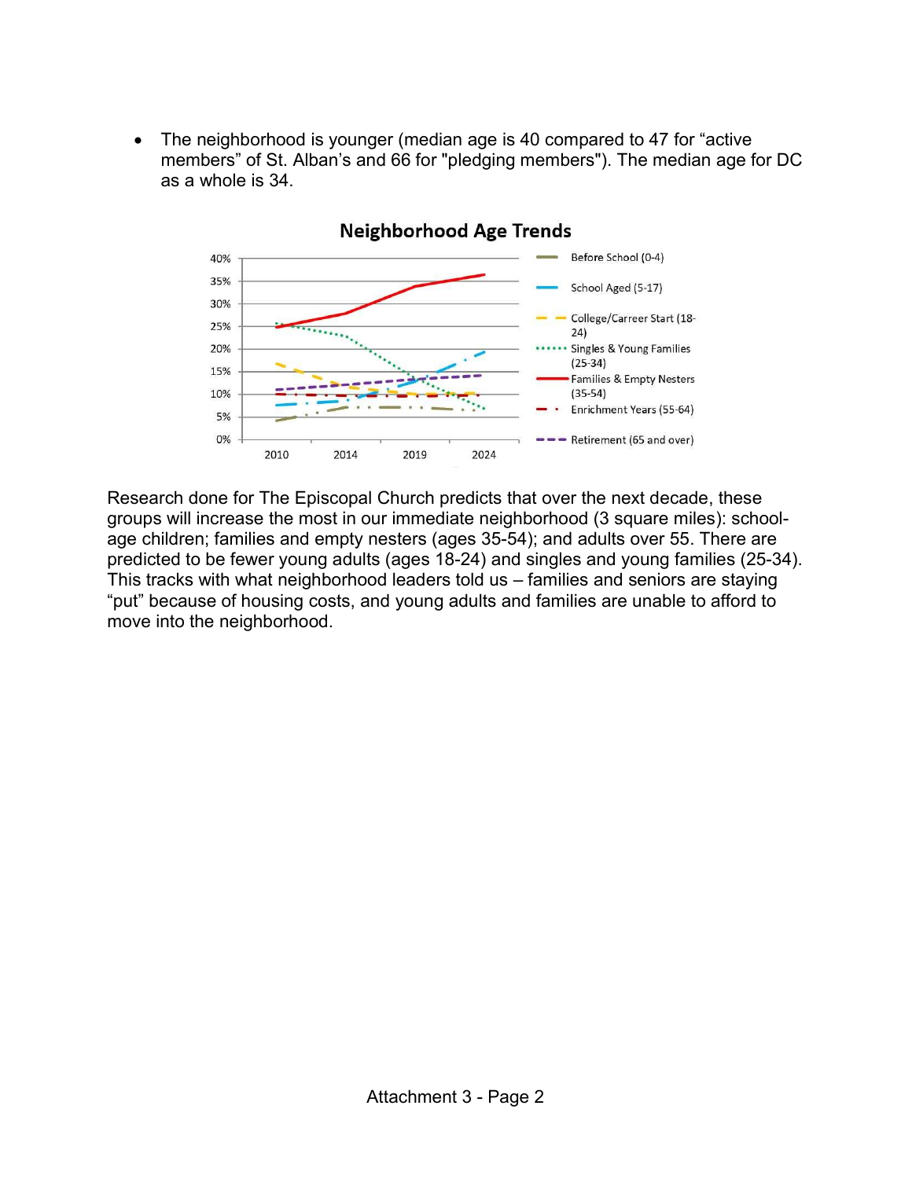- The neighborhood is younger (median age is 40 compared to 47 for "active members" of St. Alban's and 66 for "pledging members"). The median age for DC as a whole is 34.

Research done for The Episcopal Church predicts that over the next decade, these groups will increase the most in our immediate neighborhood (3 square miles): school-age children; families and empty nesters (ages 35-54); and adults over 55. There are predicted to be fewer young adults (ages 18-24) and singles and young families (25-34). This tracks with what neighborhood leaders told us – families and seniors are staying "put" because of housing costs, and young adults and families are unable to afford to move into the neighborhood.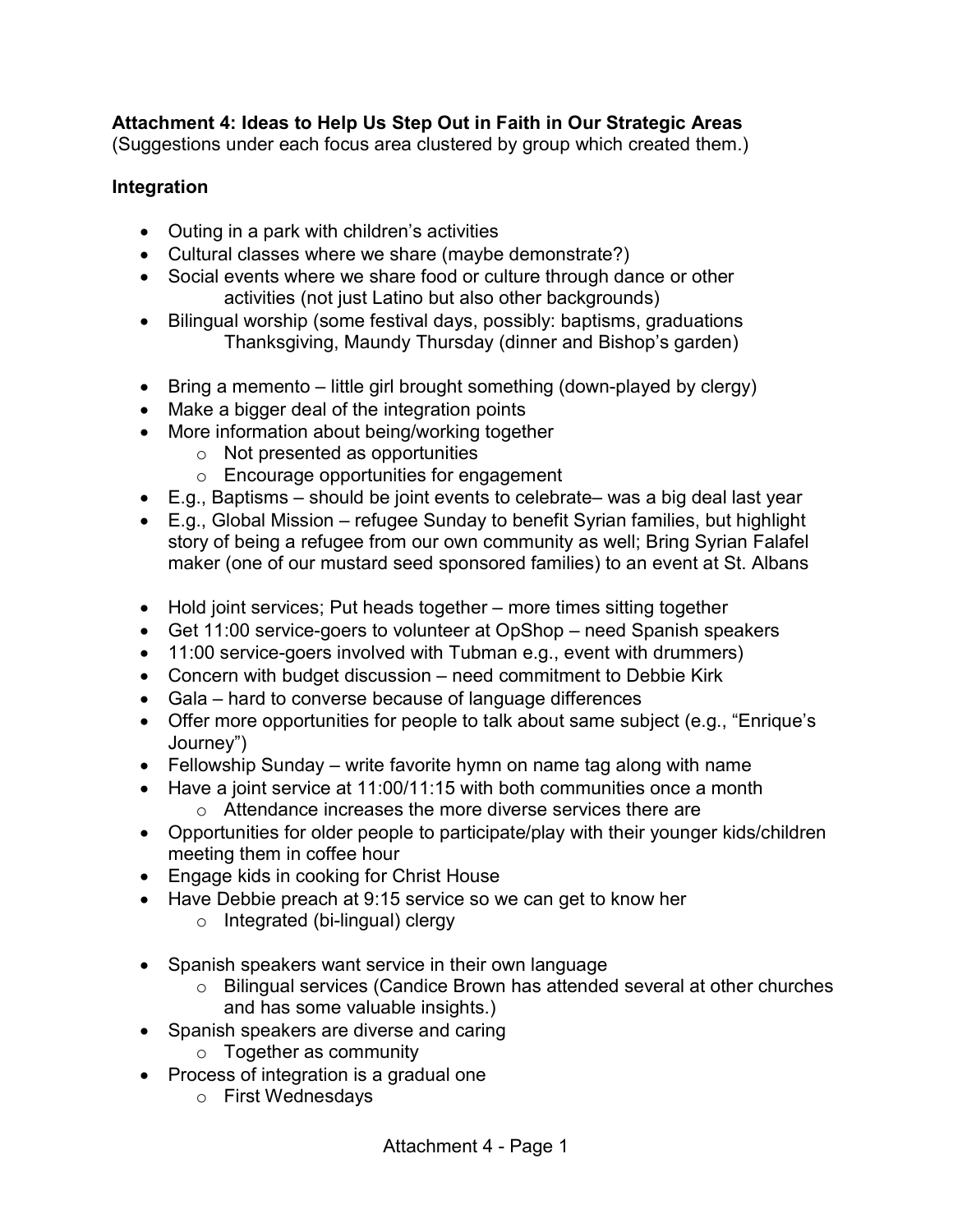**Attachment 4: Ideas to Help Us Step Out in Faith in Our Strategic Areas**
(Suggestions under each focus area clustered by group which created them.)

**Integration**

- Outing in a park with children's activities
- Cultural classes where we share (maybe demonstrate?)
- Social events where we share food or culture through dance or other activities (not just Latino but also other backgrounds)
- Bilingual worship (some festival days, possibly: baptisms, graduations Thanksgiving, Maundy Thursday (dinner and Bishop's garden)

- Bring a memento – little girl brought something (down-played by clergy)
- Make a bigger deal of the integration points
- More information about being/working together
  - Not presented as opportunities
  - Encourage opportunities for engagement
- E.g., Baptisms – should be joint events to celebrate– was a big deal last year
- E.g., Global Mission – refugee Sunday to benefit Syrian families, but highlight story of being a refugee from our own community as well; Bring Syrian Falafel maker (one of our mustard seed sponsored families) to an event at St. Albans

- Hold joint services; Put heads together – more times sitting together
- Get 11:00 service-goers to volunteer at OpShop – need Spanish speakers
- 11:00 service-goers involved with Tubman e.g., event with drummers)
- Concern with budget discussion – need commitment to Debbie Kirk
- Gala – hard to converse because of language differences
- Offer more opportunities for people to talk about same subject (e.g., "Enrique's Journey")
- Fellowship Sunday – write favorite hymn on name tag along with name
- Have a joint service at 11:00/11:15 with both communities once a month
  - Attendance increases the more diverse services there are
- Opportunities for older people to participate/play with their younger kids/children meeting them in coffee hour
- Engage kids in cooking for Christ House
- Have Debbie preach at 9:15 service so we can get to know her
  - Integrated (bi-lingual) clergy

- Spanish speakers want service in their own language
  - Bilingual services (Candice Brown has attended several at other churches and has some valuable insights.)
- Spanish speakers are diverse and caring
  - Together as community
- Process of integration is a gradual one
  - First Wednesdays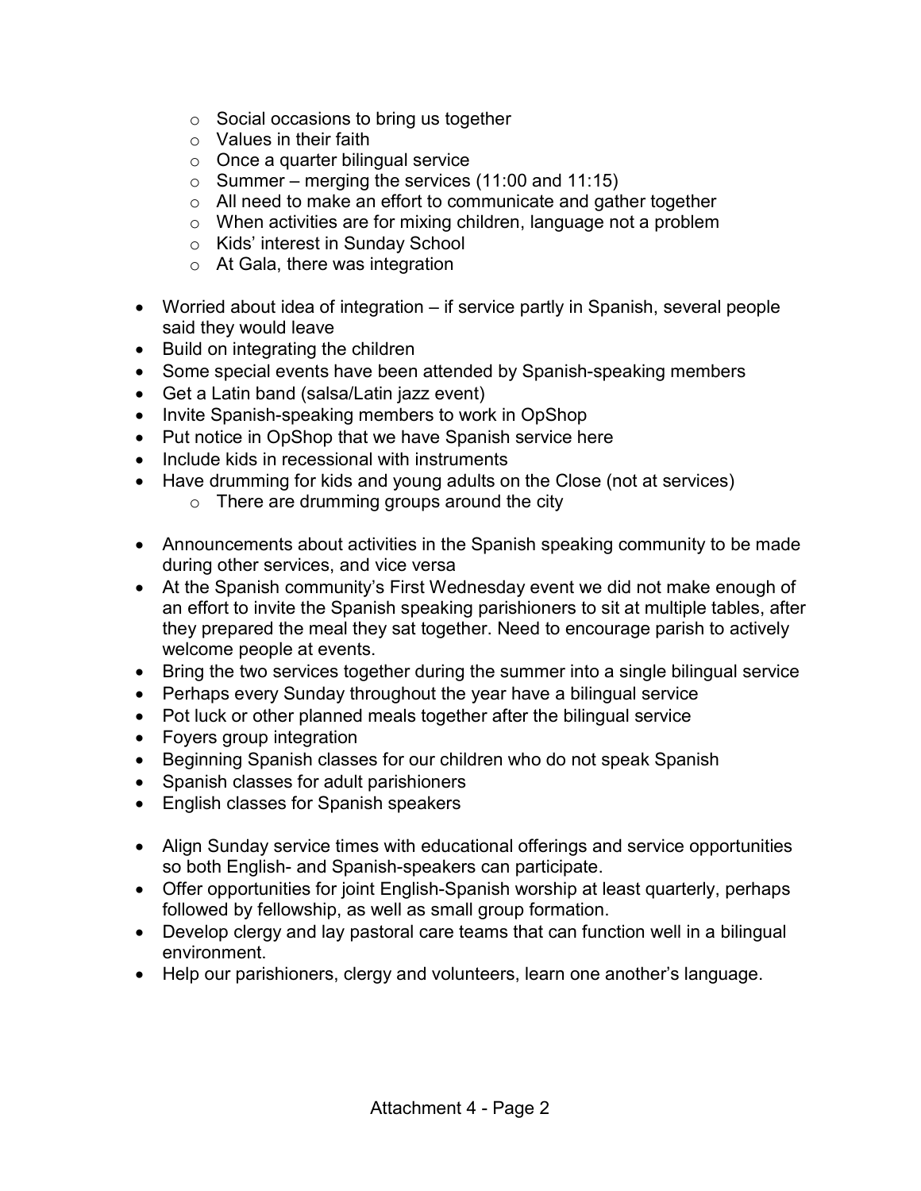- Social occasions to bring us together
  - Values in their faith
  - Once a quarter bilingual service
  - Summer – merging the services (11:00 and 11:15)
  - All need to make an effort to communicate and gather together
  - When activities are for mixing children, language not a problem
  - Kids' interest in Sunday School
  - At Gala, there was integration

- Worried about idea of integration – if service partly in Spanish, several people said they would leave
- Build on integrating the children
- Some special events have been attended by Spanish-speaking members
- Get a Latin band (salsa/Latin jazz event)
- Invite Spanish-speaking members to work in OpShop
- Put notice in OpShop that we have Spanish service here
- Include kids in recessional with instruments
- Have drumming for kids and young adults on the Close (not at services)
  - There are drumming groups around the city

- Announcements about activities in the Spanish speaking community to be made during other services, and vice versa
- At the Spanish community's First Wednesday event we did not make enough of an effort to invite the Spanish speaking parishioners to sit at multiple tables, after they prepared the meal they sat together. Need to encourage parish to actively welcome people at events.
- Bring the two services together during the summer into a single bilingual service
- Perhaps every Sunday throughout the year have a bilingual service
- Pot luck or other planned meals together after the bilingual service
- Foyers group integration
- Beginning Spanish classes for our children who do not speak Spanish
- Spanish classes for adult parishioners
- English classes for Spanish speakers

- Align Sunday service times with educational offerings and service opportunities so both English- and Spanish-speakers can participate.
- Offer opportunities for joint English-Spanish worship at least quarterly, perhaps followed by fellowship, as well as small group formation.
- Develop clergy and lay pastoral care teams that can function well in a bilingual environment.
- Help our parishioners, clergy and volunteers, learn one another's language.

Attachment 4 - Page 2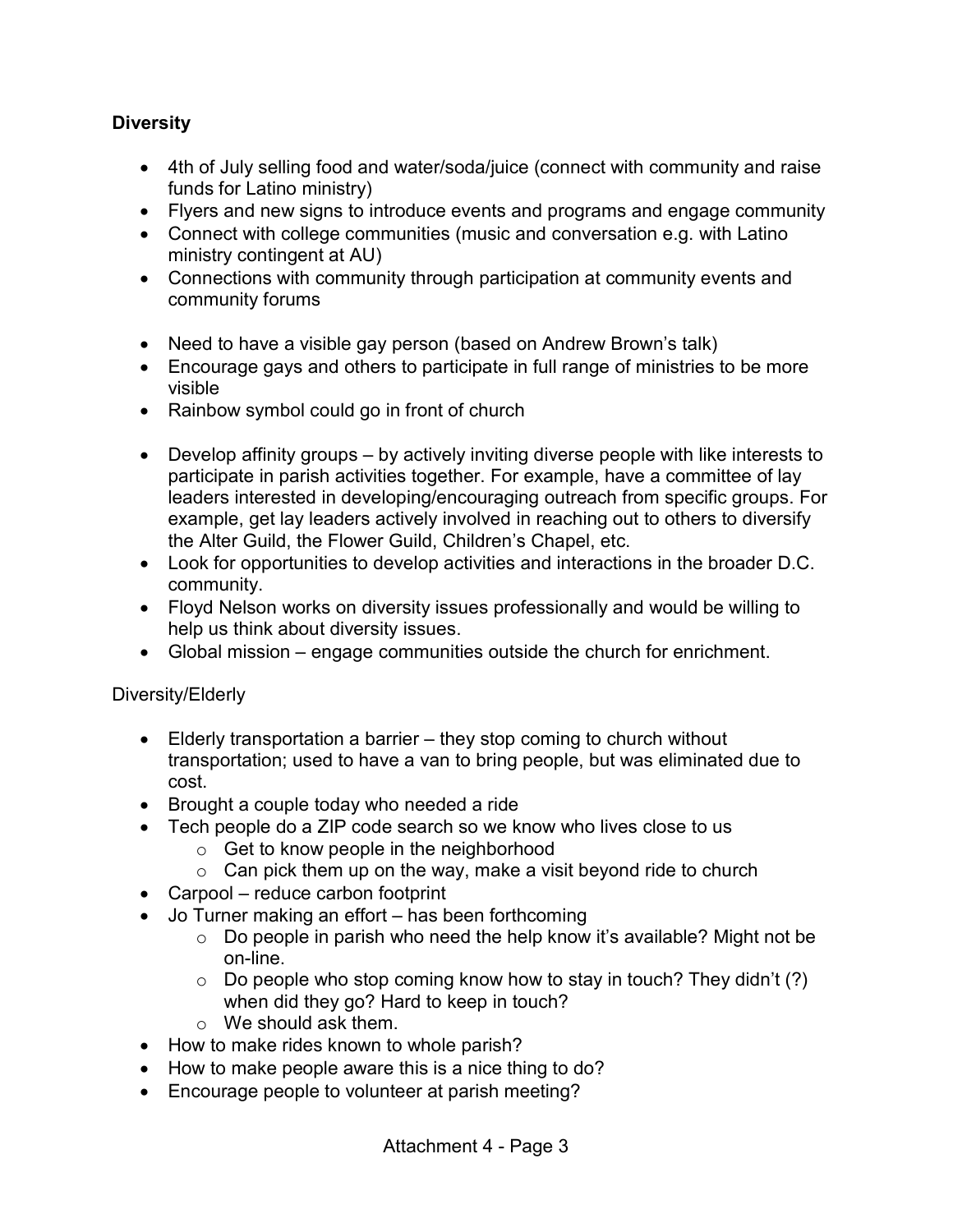**Diversity**

- 4th of July selling food and water/soda/juice (connect with community and raise funds for Latino ministry)
- Flyers and new signs to introduce events and programs and engage community
- Connect with college communities (music and conversation e.g. with Latino ministry contingent at AU)
- Connections with community through participation at community events and community forums

- Need to have a visible gay person (based on Andrew Brown's talk)
- Encourage gays and others to participate in full range of ministries to be more visible
- Rainbow symbol could go in front of church

- Develop affinity groups – by actively inviting diverse people with like interests to participate in parish activities together. For example, have a committee of lay leaders interested in developing/encouraging outreach from specific groups. For example, get lay leaders actively involved in reaching out to others to diversify the Alter Guild, the Flower Guild, Children's Chapel, etc.
- Look for opportunities to develop activities and interactions in the broader D.C. community.
- Floyd Nelson works on diversity issues professionally and would be willing to help us think about diversity issues.
- Global mission – engage communities outside the church for enrichment.

Diversity/Elderly

- Elderly transportation a barrier – they stop coming to church without transportation; used to have a van to bring people, but was eliminated due to cost.
- Brought a couple today who needed a ride
- Tech people do a ZIP code search so we know who lives close to us
  - Get to know people in the neighborhood
  - Can pick them up on the way, make a visit beyond ride to church
- Carpool – reduce carbon footprint
- Jo Turner making an effort – has been forthcoming
  - Do people in parish who need the help know it's available? Might not be on-line.
  - Do people who stop coming know how to stay in touch? They didn't (?) when did they go? Hard to keep in touch?
  - We should ask them.
- How to make rides known to whole parish?
- How to make people aware this is a nice thing to do?
- Encourage people to volunteer at parish meeting?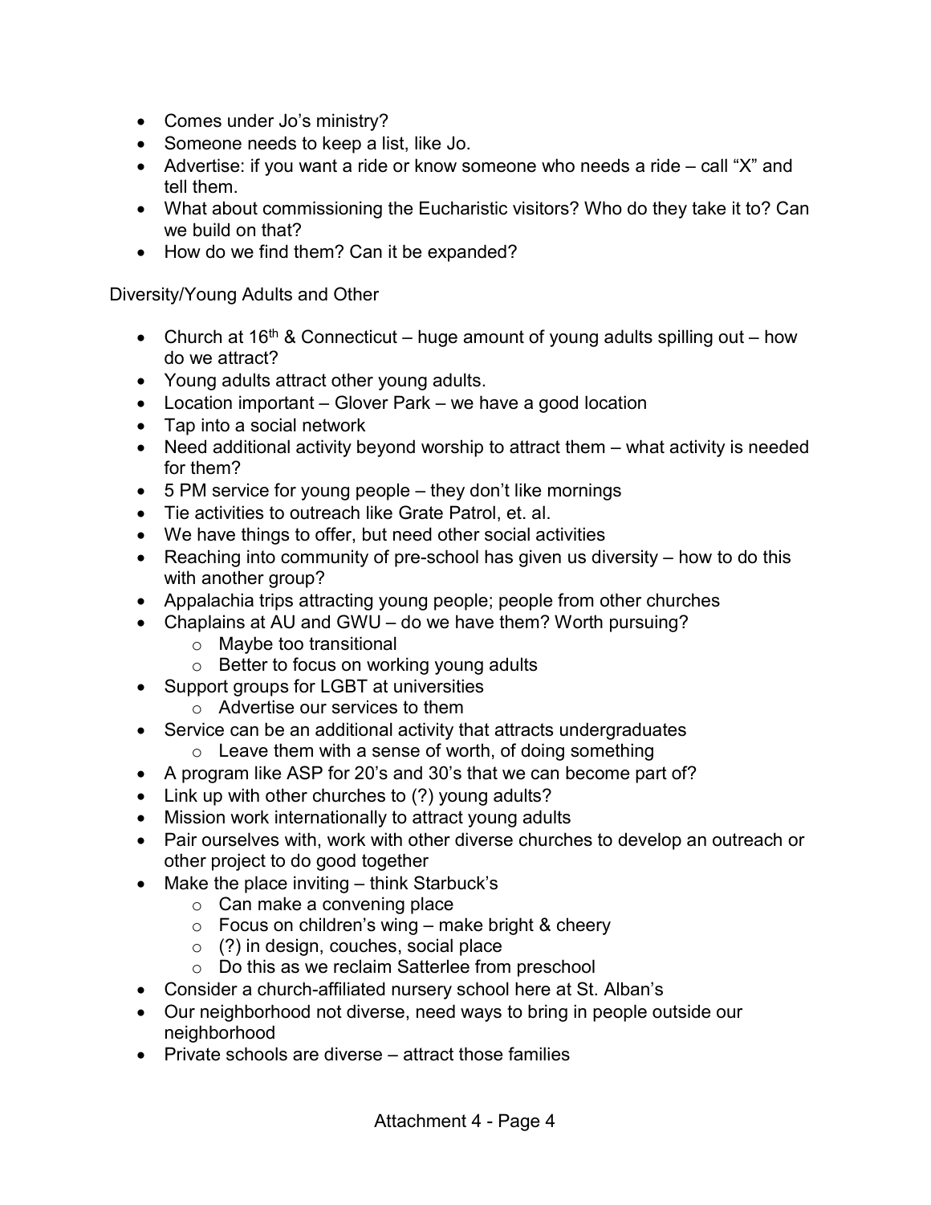- Comes under Jo's ministry?
- Someone needs to keep a list, like Jo.
- Advertise: if you want a ride or know someone who needs a ride – call "X" and tell them.
- What about commissioning the Eucharistic visitors? Who do they take it to? Can we build on that?
- How do we find them? Can it be expanded?

Diversity/Young Adults and Other

- Church at 16th & Connecticut – huge amount of young adults spilling out – how do we attract?
- Young adults attract other young adults.
- Location important – Glover Park – we have a good location
- Tap into a social network
- Need additional activity beyond worship to attract them – what activity is needed for them?
- 5 PM service for young people – they don't like mornings
- Tie activities to outreach like Grate Patrol, et. al.
- We have things to offer, but need other social activities
- Reaching into community of pre-school has given us diversity – how to do this with another group?
- Appalachia trips attracting young people; people from other churches
- Chaplains at AU and GWU – do we have them? Worth pursuing?
  - Maybe too transitional
  - Better to focus on working young adults
- Support groups for LGBT at universities
  - Advertise our services to them
- Service can be an additional activity that attracts undergraduates
  - Leave them with a sense of worth, of doing something
- A program like ASP for 20's and 30's that we can become part of?
- Link up with other churches to (?) young adults?
- Mission work internationally to attract young adults
- Pair ourselves with, work with other diverse churches to develop an outreach or other project to do good together
- Make the place inviting – think Starbuck's
  - Can make a convening place
  - Focus on children's wing – make bright & cheery
  - (?) in design, couches, social place
  - Do this as we reclaim Satterlee from preschool
- Consider a church-affiliated nursery school here at St. Alban's
- Our neighborhood not diverse, need ways to bring in people outside our neighborhood
- Private schools are diverse – attract those families

Attachment 4 - Page 4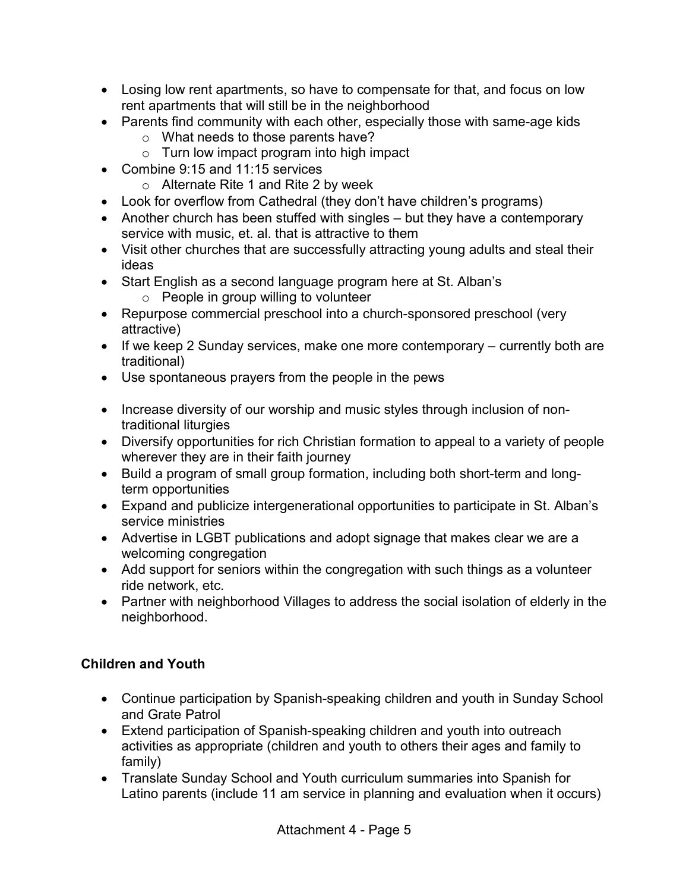- Losing low rent apartments, so have to compensate for that, and focus on low rent apartments that will still be in the neighborhood
- Parents find community with each other, especially those with same-age kids
  - What needs to those parents have?
  - Turn low impact program into high impact
- Combine 9:15 and 11:15 services
  - Alternate Rite 1 and Rite 2 by week
- Look for overflow from Cathedral (they don't have children's programs)
- Another church has been stuffed with singles – but they have a contemporary service with music, et. al. that is attractive to them
- Visit other churches that are successfully attracting young adults and steal their ideas
- Start English as a second language program here at St. Alban's
  - People in group willing to volunteer
- Repurpose commercial preschool into a church-sponsored preschool (very attractive)
- If we keep 2 Sunday services, make one more contemporary – currently both are traditional)
- Use spontaneous prayers from the people in the pews

- Increase diversity of our worship and music styles through inclusion of non-traditional liturgies
- Diversify opportunities for rich Christian formation to appeal to a variety of people wherever they are in their faith journey
- Build a program of small group formation, including both short-term and long-term opportunities
- Expand and publicize intergenerational opportunities to participate in St. Alban's service ministries
- Advertise in LGBT publications and adopt signage that makes clear we are a welcoming congregation
- Add support for seniors within the congregation with such things as a volunteer ride network, etc.
- Partner with neighborhood Villages to address the social isolation of elderly in the neighborhood.

**Children and Youth**

- Continue participation by Spanish-speaking children and youth in Sunday School and Grate Patrol
- Extend participation of Spanish-speaking children and youth into outreach activities as appropriate (children and youth to others their ages and family to family)
- Translate Sunday School and Youth curriculum summaries into Spanish for Latino parents (include 11 am service in planning and evaluation when it occurs)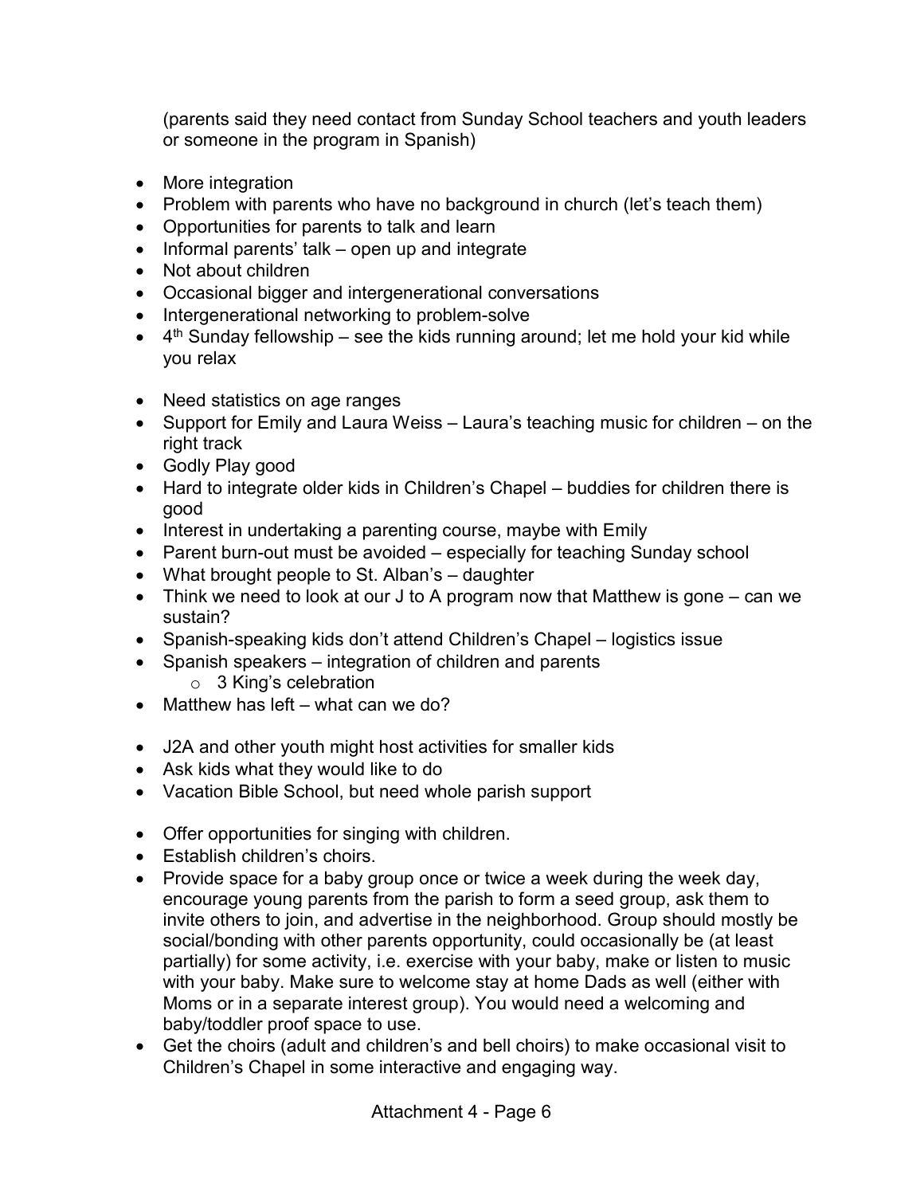(parents said they need contact from Sunday School teachers and youth leaders or someone in the program in Spanish)

- More integration
- Problem with parents who have no background in church (let's teach them)
- Opportunities for parents to talk and learn
- Informal parents' talk – open up and integrate
- Not about children
- Occasional bigger and intergenerational conversations
- Intergenerational networking to problem-solve
- 4th Sunday fellowship – see the kids running around; let me hold your kid while you relax

- Need statistics on age ranges
- Support for Emily and Laura Weiss – Laura's teaching music for children – on the right track
- Godly Play good
- Hard to integrate older kids in Children's Chapel – buddies for children there is good
- Interest in undertaking a parenting course, maybe with Emily
- Parent burn-out must be avoided – especially for teaching Sunday school
- What brought people to St. Alban's – daughter
- Think we need to look at our J to A program now that Matthew is gone – can we sustain?
- Spanish-speaking kids don't attend Children's Chapel – logistics issue
- Spanish speakers – integration of children and parents
    - 3 King's celebration
- Matthew has left – what can we do?

- J2A and other youth might host activities for smaller kids
- Ask kids what they would like to do
- Vacation Bible School, but need whole parish support

- Offer opportunities for singing with children.
- Establish children's choirs.
- Provide space for a baby group once or twice a week during the week day, encourage young parents from the parish to form a seed group, ask them to invite others to join, and advertise in the neighborhood. Group should mostly be social/bonding with other parents opportunity, could occasionally be (at least partially) for some activity, i.e. exercise with your baby, make or listen to music with your baby. Make sure to welcome stay at home Dads as well (either with Moms or in a separate interest group). You would need a welcoming and baby/toddler proof space to use.
- Get the choirs (adult and children's and bell choirs) to make occasional visit to Children's Chapel in some interactive and engaging way.

Attachment 4 - Page 6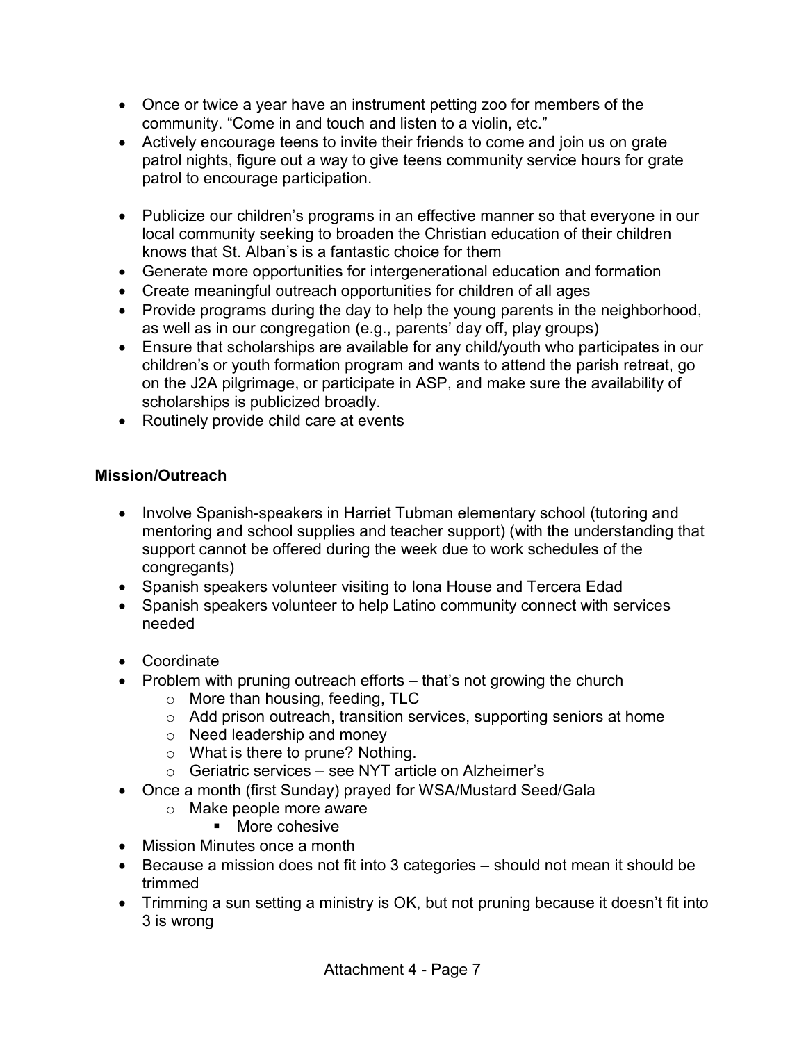- Once or twice a year have an instrument petting zoo for members of the community. “Come in and touch and listen to a violin, etc.”
- Actively encourage teens to invite their friends to come and join us on grate patrol nights, figure out a way to give teens community service hours for grate patrol to encourage participation.

- Publicize our children’s programs in an effective manner so that everyone in our local community seeking to broaden the Christian education of their children knows that St. Alban’s is a fantastic choice for them
- Generate more opportunities for intergenerational education and formation
- Create meaningful outreach opportunities for children of all ages
- Provide programs during the day to help the young parents in the neighborhood, as well as in our congregation (e.g., parents’ day off, play groups)
- Ensure that scholarships are available for any child/youth who participates in our children’s or youth formation program and wants to attend the parish retreat, go on the J2A pilgrimage, or participate in ASP, and make sure the availability of scholarships is publicized broadly.
- Routinely provide child care at events

**Mission/Outreach**

- Involve Spanish-speakers in Harriet Tubman elementary school (tutoring and mentoring and school supplies and teacher support) (with the understanding that support cannot be offered during the week due to work schedules of the congregants)
- Spanish speakers volunteer visiting to Iona House and Tercera Edad
- Spanish speakers volunteer to help Latino community connect with services needed

- Coordinate
- Problem with pruning outreach efforts – that’s not growing the church
  - More than housing, feeding, TLC
  - Add prison outreach, transition services, supporting seniors at home
  - Need leadership and money
  - What is there to prune? Nothing.
  - Geriatric services – see NYT article on Alzheimer’s
- Once a month (first Sunday) prayed for WSA/Mustard Seed/Gala
  - Make people more aware
    - More cohesive
- Mission Minutes once a month
- Because a mission does not fit into 3 categories – should not mean it should be trimmed
- Trimming a sun setting a ministry is OK, but not pruning because it doesn’t fit into 3 is wrong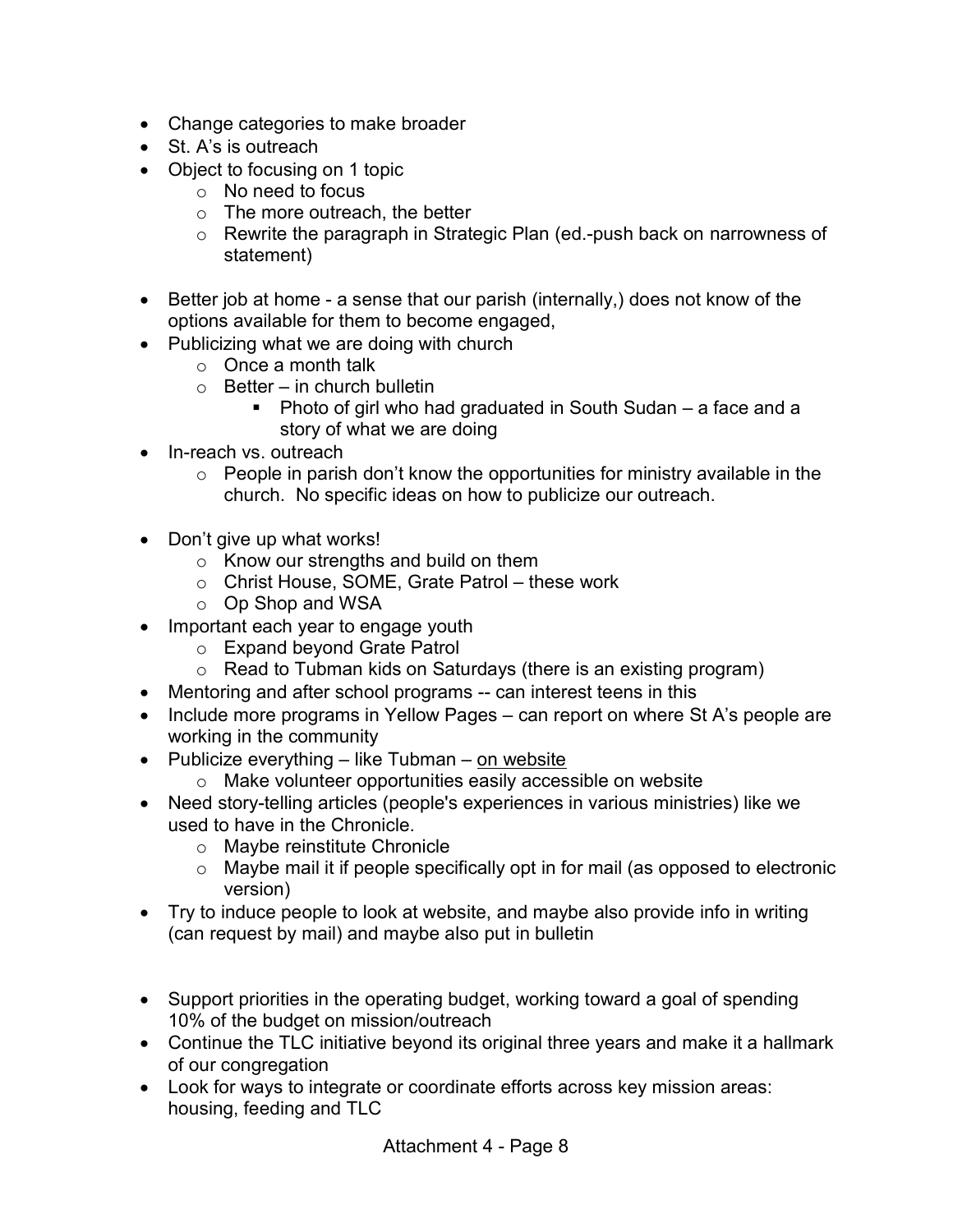- Change categories to make broader
- St. A's is outreach
- Object to focusing on 1 topic
  - No need to focus
  - The more outreach, the better
  - Rewrite the paragraph in Strategic Plan (ed.-push back on narrowness of statement)

- Better job at home - a sense that our parish (internally,) does not know of the options available for them to become engaged,
- Publicizing what we are doing with church
  - Once a month talk
  - Better – in church bulletin
    - Photo of girl who had graduated in South Sudan – a face and a story of what we are doing
- In-reach vs. outreach
  - People in parish don't know the opportunities for ministry available in the church. No specific ideas on how to publicize our outreach.

- Don't give up what works!
  - Know our strengths and build on them
  - Christ House, SOME, Grate Patrol – these work
  - Op Shop and WSA
- Important each year to engage youth
  - Expand beyond Grate Patrol
  - Read to Tubman kids on Saturdays (there is an existing program)
- Mentoring and after school programs -- can interest teens in this
- Include more programs in Yellow Pages – can report on where St A's people are working in the community
- Publicize everything – like Tubman – <u>on website</u>
  - Make volunteer opportunities easily accessible on website
- Need story-telling articles (people's experiences in various ministries) like we used to have in the Chronicle.
  - Maybe reinstitute Chronicle
  - Maybe mail it if people specifically opt in for mail (as opposed to electronic version)
- Try to induce people to look at website, and maybe also provide info in writing (can request by mail) and maybe also put in bulletin

- Support priorities in the operating budget, working toward a goal of spending 10% of the budget on mission/outreach
- Continue the TLC initiative beyond its original three years and make it a hallmark of our congregation
- Look for ways to integrate or coordinate efforts across key mission areas: housing, feeding and TLC

Attachment 4 - Page 8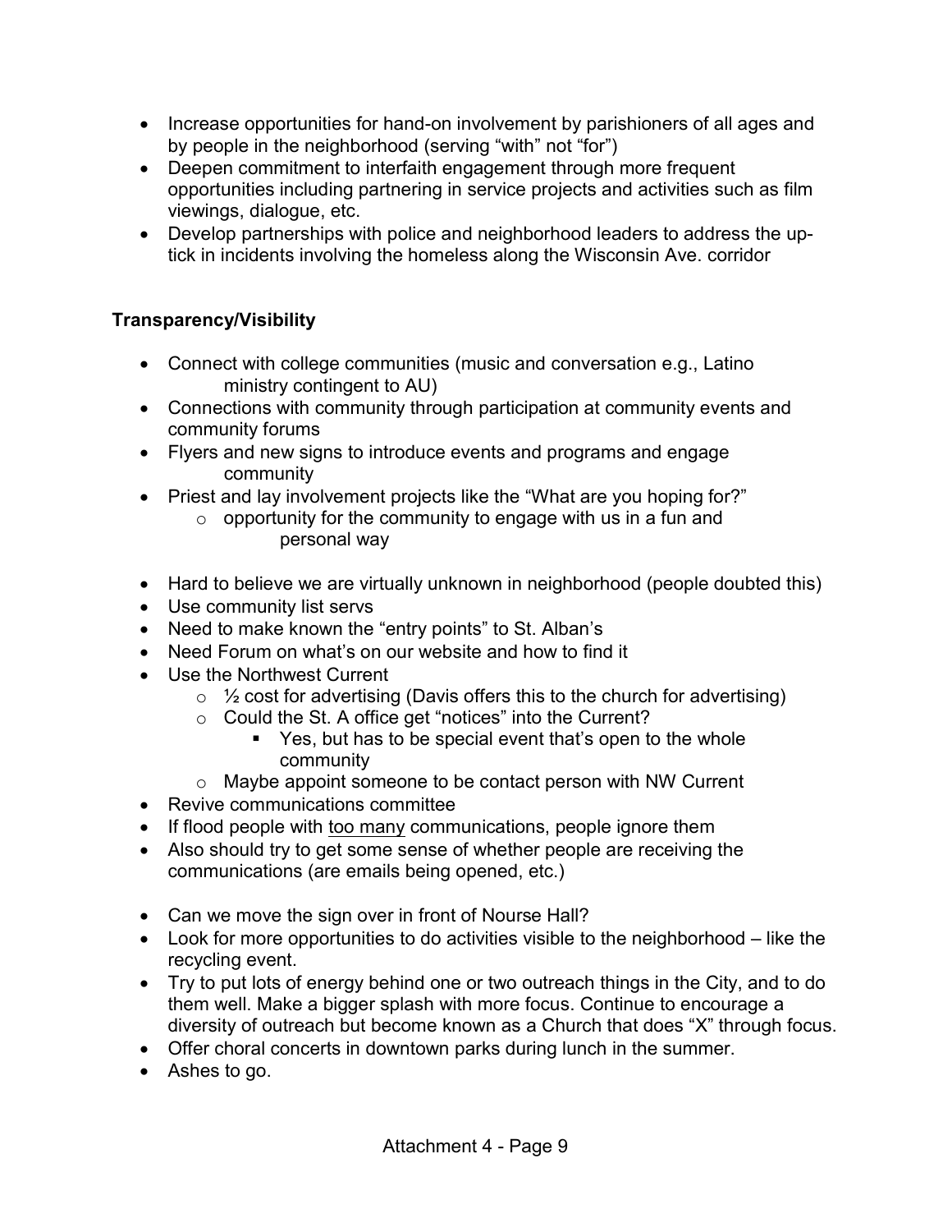- Increase opportunities for hand-on involvement by parishioners of all ages and by people in the neighborhood (serving “with” not “for”)
- Deepen commitment to interfaith engagement through more frequent opportunities including partnering in service projects and activities such as film viewings, dialogue, etc.
- Develop partnerships with police and neighborhood leaders to address the up-tick in incidents involving the homeless along the Wisconsin Ave. corridor

**Transparency/Visibility**

- Connect with college communities (music and conversation e.g., Latino ministry contingent to AU)
- Connections with community through participation at community events and community forums
- Flyers and new signs to introduce events and programs and engage community
- Priest and lay involvement projects like the “What are you hoping for?”
  - opportunity for the community to engage with us in a fun and personal way

- Hard to believe we are virtually unknown in neighborhood (people doubted this)
- Use community list servs
- Need to make known the “entry points” to St. Alban’s
- Need Forum on what’s on our website and how to find it
- Use the Northwest Current
  - ½ cost for advertising (Davis offers this to the church for advertising)
  - Could the St. A office get “notices” into the Current?
    - Yes, but has to be special event that’s open to the whole community
  - Maybe appoint someone to be contact person with NW Current
- Revive communications committee
- If flood people with <u>too many</u> communications, people ignore them
- Also should try to get some sense of whether people are receiving the communications (are emails being opened, etc.)

- Can we move the sign over in front of Nourse Hall?
- Look for more opportunities to do activities visible to the neighborhood – like the recycling event.
- Try to put lots of energy behind one or two outreach things in the City, and to do them well. Make a bigger splash with more focus. Continue to encourage a diversity of outreach but become known as a Church that does “X” through focus.
- Offer choral concerts in downtown parks during lunch in the summer.
- Ashes to go.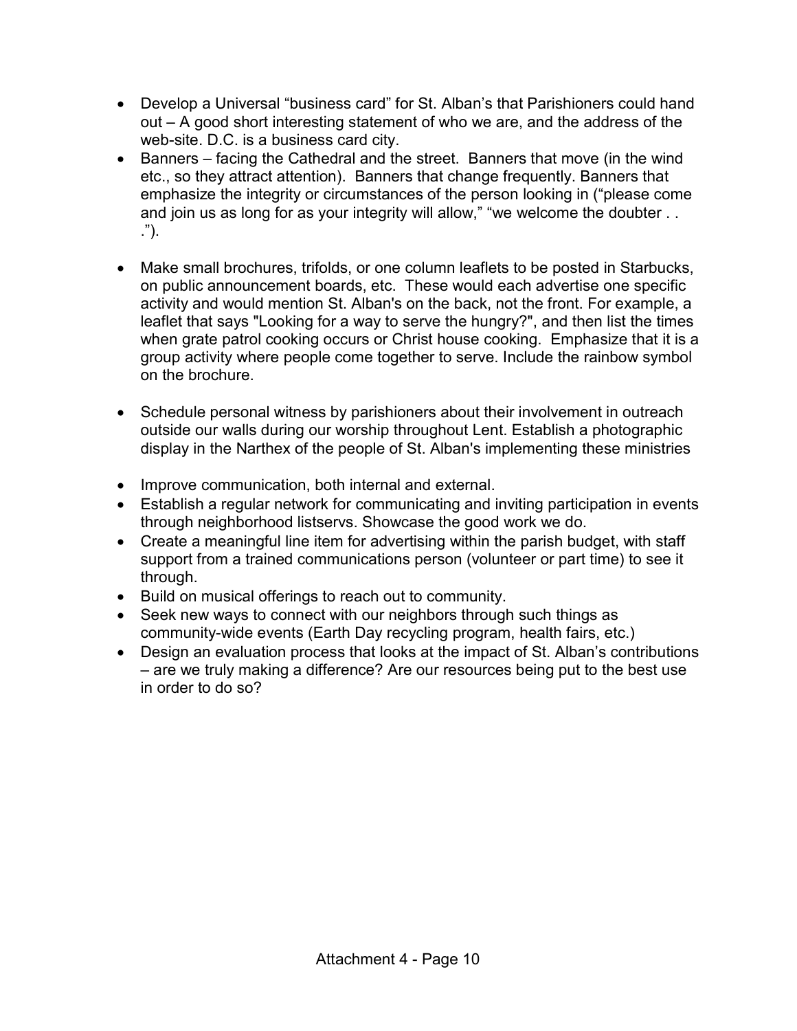- Develop a Universal "business card" for St. Alban's that Parishioners could hand out – A good short interesting statement of who we are, and the address of the web-site. D.C. is a business card city.
- Banners – facing the Cathedral and the street. Banners that move (in the wind etc., so they attract attention). Banners that change frequently. Banners that emphasize the integrity or circumstances of the person looking in ("please come and join us as long for as your integrity will allow," "we welcome the doubter . . .").

- Make small brochures, trifolds, or one column leaflets to be posted in Starbucks, on public announcement boards, etc. These would each advertise one specific activity and would mention St. Alban's on the back, not the front. For example, a leaflet that says "Looking for a way to serve the hungry?", and then list the times when grate patrol cooking occurs or Christ house cooking. Emphasize that it is a group activity where people come together to serve. Include the rainbow symbol on the brochure.

- Schedule personal witness by parishioners about their involvement in outreach outside our walls during our worship throughout Lent. Establish a photographic display in the Narthex of the people of St. Alban's implementing these ministries

- Improve communication, both internal and external.
- Establish a regular network for communicating and inviting participation in events through neighborhood listservs. Showcase the good work we do.
- Create a meaningful line item for advertising within the parish budget, with staff support from a trained communications person (volunteer or part time) to see it through.
- Build on musical offerings to reach out to community.
- Seek new ways to connect with our neighbors through such things as community-wide events (Earth Day recycling program, health fairs, etc.)
- Design an evaluation process that looks at the impact of St. Alban's contributions – are we truly making a difference? Are our resources being put to the best use in order to do so?

Attachment 4 - Page 10